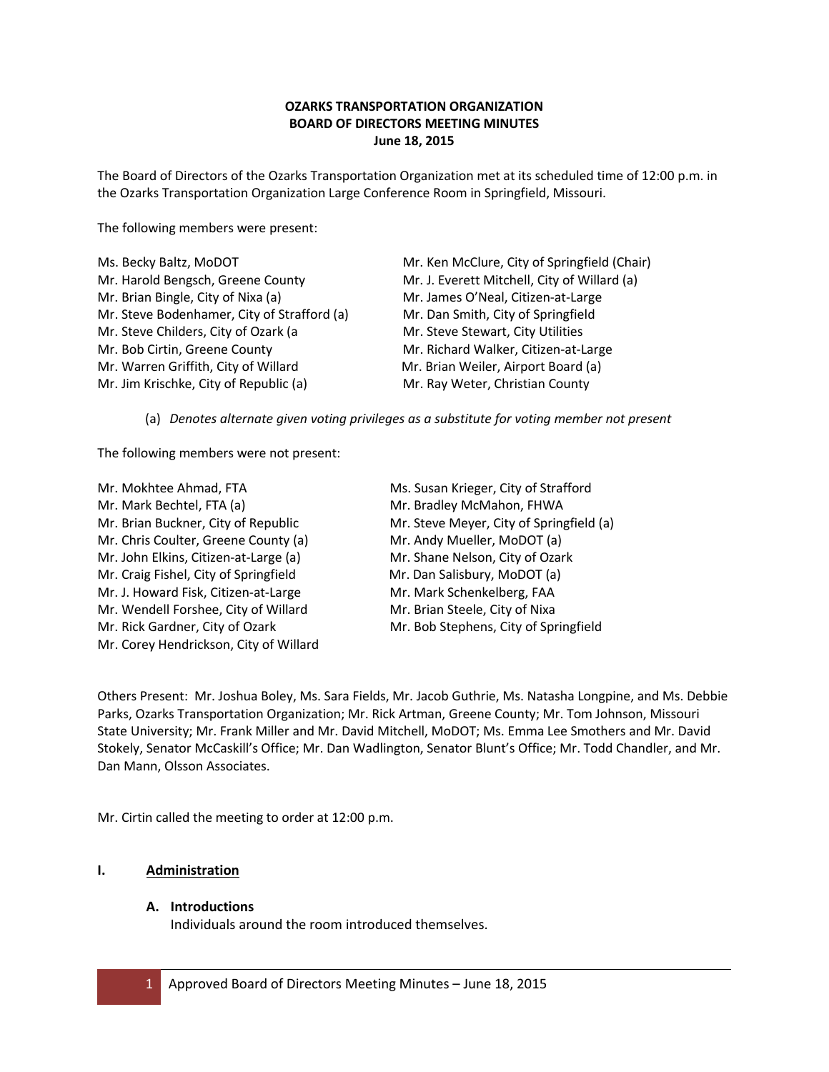**OZARKS TRANSPORTATION ORGANIZATION**
**BOARD OF DIRECTORS MEETING MINUTES**
**June 18, 2015**

The Board of Directors of the Ozarks Transportation Organization met at its scheduled time of 12:00 p.m. in the Ozarks Transportation Organization Large Conference Room in Springfield, Missouri.

The following members were present:

Ms. Becky Baltz, MoDOT
Mr. Harold Bengsch, Greene County
Mr. Brian Bingle, City of Nixa (a)
Mr. Steve Bodenhamer, City of Strafford (a)
Mr. Steve Childers, City of Ozark (a
Mr. Bob Cirtin, Greene County
Mr. Warren Griffith, City of Willard
Mr. Jim Krischke, City of Republic (a)
Mr. Ken McClure, City of Springfield (Chair)
Mr. J. Everett Mitchell, City of Willard (a)
Mr. James O'Neal, Citizen-at-Large
Mr. Dan Smith, City of Springfield
Mr. Steve Stewart, City Utilities
Mr. Richard Walker, Citizen-at-Large
Mr. Brian Weiler, Airport Board (a)
Mr. Ray Weter, Christian County

(a) *Denotes alternate given voting privileges as a substitute for voting member not present*

The following members were not present:

Mr. Mokhtee Ahmad, FTA
Mr. Mark Bechtel, FTA (a)
Mr. Brian Buckner, City of Republic
Mr. Chris Coulter, Greene County (a)
Mr. John Elkins, Citizen-at-Large (a)
Mr. Craig Fishel, City of Springfield
Mr. J. Howard Fisk, Citizen-at-Large
Mr. Wendell Forshee, City of Willard
Mr. Rick Gardner, City of Ozark
Mr. Corey Hendrickson, City of Willard
Ms. Susan Krieger, City of Strafford
Mr. Bradley McMahon, FHWA
Mr. Steve Meyer, City of Springfield (a)
Mr. Andy Mueller, MoDOT (a)
Mr. Shane Nelson, City of Ozark
Mr. Dan Salisbury, MoDOT (a)
Mr. Mark Schenkelberg, FAA
Mr. Brian Steele, City of Nixa
Mr. Bob Stephens, City of Springfield

Others Present: Mr. Joshua Boley, Ms. Sara Fields, Mr. Jacob Guthrie, Ms. Natasha Longpine, and Ms. Debbie Parks, Ozarks Transportation Organization; Mr. Rick Artman, Greene County; Mr. Tom Johnson, Missouri State University; Mr. Frank Miller and Mr. David Mitchell, MoDOT; Ms. Emma Lee Smothers and Mr. David Stokely, Senator McCaskill's Office; Mr. Dan Wadlington, Senator Blunt's Office; Mr. Todd Chandler, and Mr. Dan Mann, Olsson Associates.

Mr. Cirtin called the meeting to order at 12:00 p.m.

## I. Administration

### A. Introductions

Individuals around the room introduced themselves.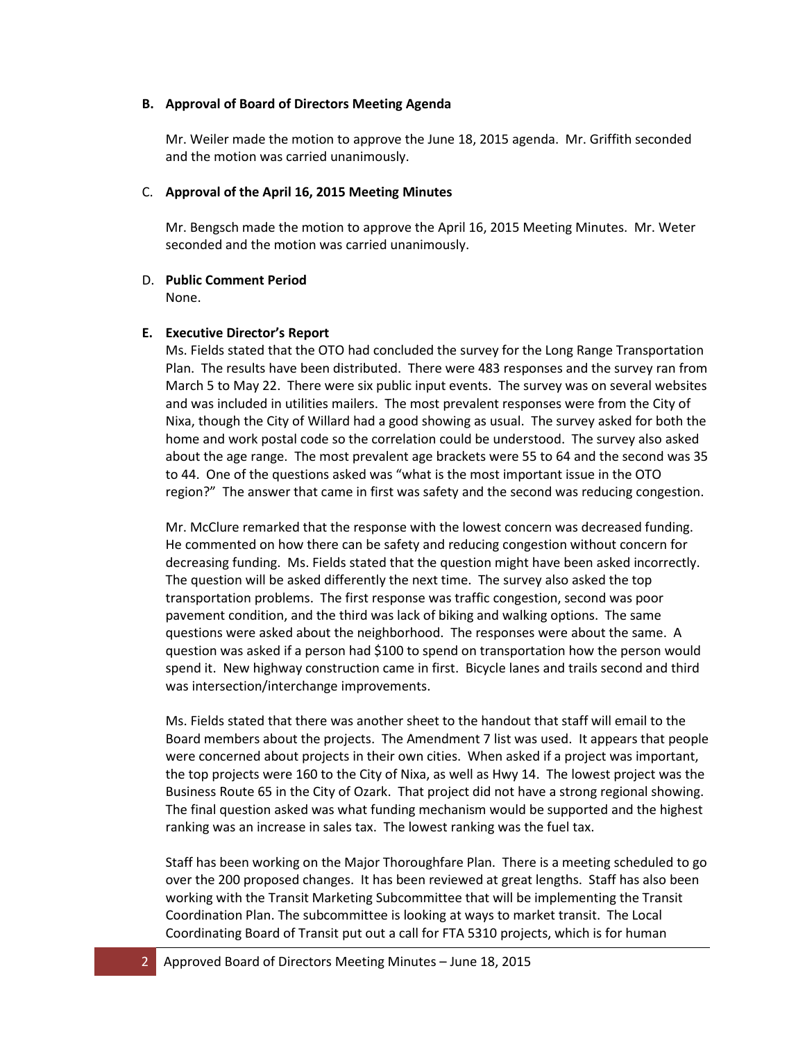**B. Approval of Board of Directors Meeting Agenda**

Mr. Weiler made the motion to approve the June 18, 2015 agenda. Mr. Griffith seconded and the motion was carried unanimously.

C. **Approval of the April 16, 2015 Meeting Minutes**

Mr. Bengsch made the motion to approve the April 16, 2015 Meeting Minutes. Mr. Weter seconded and the motion was carried unanimously.

D. **Public Comment Period**

None.

**E. Executive Director's Report**

Ms. Fields stated that the OTO had concluded the survey for the Long Range Transportation Plan. The results have been distributed. There were 483 responses and the survey ran from March 5 to May 22. There were six public input events. The survey was on several websites and was included in utilities mailers. The most prevalent responses were from the City of Nixa, though the City of Willard had a good showing as usual. The survey asked for both the home and work postal code so the correlation could be understood. The survey also asked about the age range. The most prevalent age brackets were 55 to 64 and the second was 35 to 44. One of the questions asked was "what is the most important issue in the OTO region?" The answer that came in first was safety and the second was reducing congestion.

Mr. McClure remarked that the response with the lowest concern was decreased funding. He commented on how there can be safety and reducing congestion without concern for decreasing funding. Ms. Fields stated that the question might have been asked incorrectly. The question will be asked differently the next time. The survey also asked the top transportation problems. The first response was traffic congestion, second was poor pavement condition, and the third was lack of biking and walking options. The same questions were asked about the neighborhood. The responses were about the same. A question was asked if a person had $100 to spend on transportation how the person would spend it. New highway construction came in first. Bicycle lanes and trails second and third was intersection/interchange improvements.

Ms. Fields stated that there was another sheet to the handout that staff will email to the Board members about the projects. The Amendment 7 list was used. It appears that people were concerned about projects in their own cities. When asked if a project was important, the top projects were 160 to the City of Nixa, as well as Hwy 14. The lowest project was the Business Route 65 in the City of Ozark. That project did not have a strong regional showing. The final question asked was what funding mechanism would be supported and the highest ranking was an increase in sales tax. The lowest ranking was the fuel tax.

Staff has been working on the Major Thoroughfare Plan. There is a meeting scheduled to go over the 200 proposed changes. It has been reviewed at great lengths. Staff has also been working with the Transit Marketing Subcommittee that will be implementing the Transit Coordination Plan. The subcommittee is looking at ways to market transit. The Local Coordinating Board of Transit put out a call for FTA 5310 projects, which is for human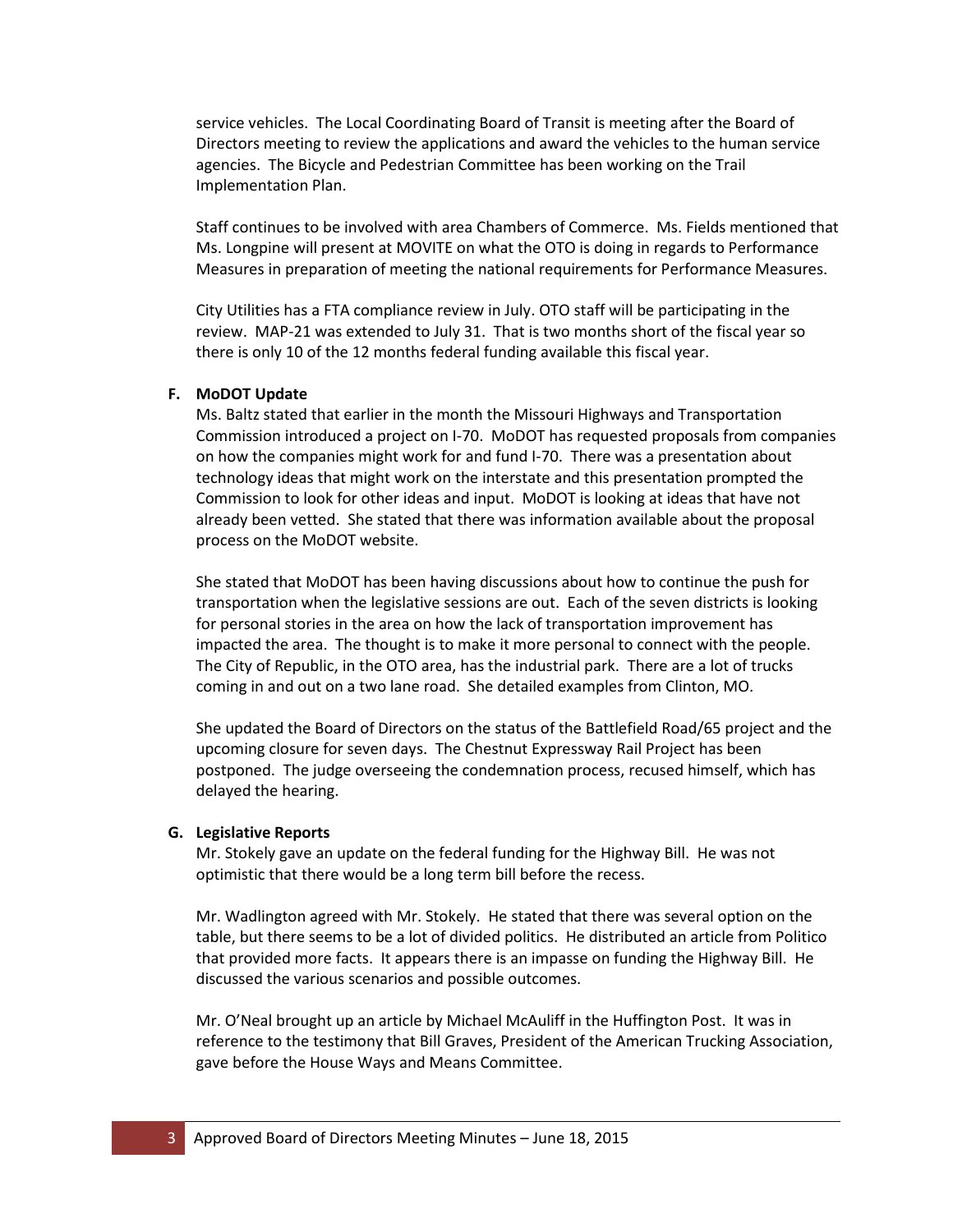service vehicles. The Local Coordinating Board of Transit is meeting after the Board of Directors meeting to review the applications and award the vehicles to the human service agencies. The Bicycle and Pedestrian Committee has been working on the Trail Implementation Plan.

Staff continues to be involved with area Chambers of Commerce. Ms. Fields mentioned that Ms. Longpine will present at MOVITE on what the OTO is doing in regards to Performance Measures in preparation of meeting the national requirements for Performance Measures.

City Utilities has a FTA compliance review in July. OTO staff will be participating in the review. MAP-21 was extended to July 31. That is two months short of the fiscal year so there is only 10 of the 12 months federal funding available this fiscal year.

**F. MoDOT Update**

Ms. Baltz stated that earlier in the month the Missouri Highways and Transportation Commission introduced a project on I-70. MoDOT has requested proposals from companies on how the companies might work for and fund I-70. There was a presentation about technology ideas that might work on the interstate and this presentation prompted the Commission to look for other ideas and input. MoDOT is looking at ideas that have not already been vetted. She stated that there was information available about the proposal process on the MoDOT website.

She stated that MoDOT has been having discussions about how to continue the push for transportation when the legislative sessions are out. Each of the seven districts is looking for personal stories in the area on how the lack of transportation improvement has impacted the area. The thought is to make it more personal to connect with the people. The City of Republic, in the OTO area, has the industrial park. There are a lot of trucks coming in and out on a two lane road. She detailed examples from Clinton, MO.

She updated the Board of Directors on the status of the Battlefield Road/65 project and the upcoming closure for seven days. The Chestnut Expressway Rail Project has been postponed. The judge overseeing the condemnation process, recused himself, which has delayed the hearing.

**G. Legislative Reports**

Mr. Stokely gave an update on the federal funding for the Highway Bill. He was not optimistic that there would be a long term bill before the recess.

Mr. Wadlington agreed with Mr. Stokely. He stated that there was several option on the table, but there seems to be a lot of divided politics. He distributed an article from Politico that provided more facts. It appears there is an impasse on funding the Highway Bill. He discussed the various scenarios and possible outcomes.

Mr. O'Neal brought up an article by Michael McAuliff in the Huffington Post. It was in reference to the testimony that Bill Graves, President of the American Trucking Association, gave before the House Ways and Means Committee.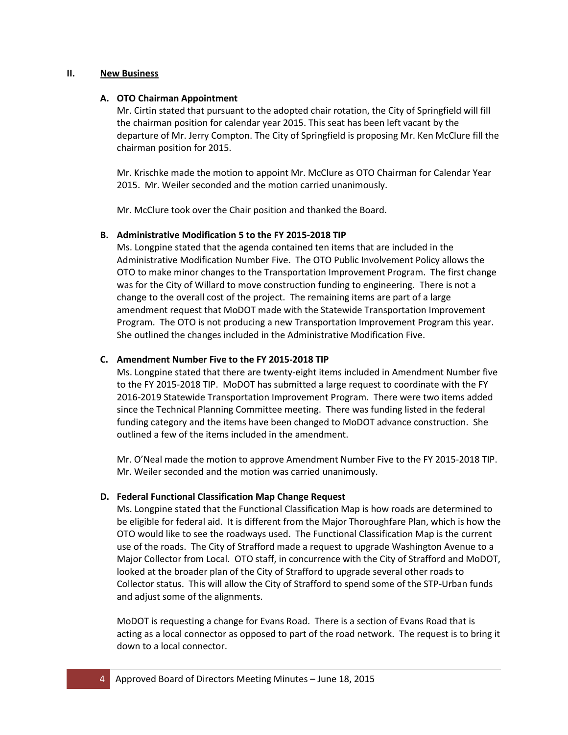## II. New Business

### A. OTO Chairman Appointment

Mr. Cirtin stated that pursuant to the adopted chair rotation, the City of Springfield will fill the chairman position for calendar year 2015. This seat has been left vacant by the departure of Mr. Jerry Compton. The City of Springfield is proposing Mr. Ken McClure fill the chairman position for 2015.

Mr. Krischke made the motion to appoint Mr. McClure as OTO Chairman for Calendar Year 2015. Mr. Weiler seconded and the motion carried unanimously.

Mr. McClure took over the Chair position and thanked the Board.

### B. Administrative Modification 5 to the FY 2015-2018 TIP

Ms. Longpine stated that the agenda contained ten items that are included in the Administrative Modification Number Five. The OTO Public Involvement Policy allows the OTO to make minor changes to the Transportation Improvement Program. The first change was for the City of Willard to move construction funding to engineering. There is not a change to the overall cost of the project. The remaining items are part of a large amendment request that MoDOT made with the Statewide Transportation Improvement Program. The OTO is not producing a new Transportation Improvement Program this year. She outlined the changes included in the Administrative Modification Five.

### C. Amendment Number Five to the FY 2015-2018 TIP

Ms. Longpine stated that there are twenty-eight items included in Amendment Number five to the FY 2015-2018 TIP. MoDOT has submitted a large request to coordinate with the FY 2016-2019 Statewide Transportation Improvement Program. There were two items added since the Technical Planning Committee meeting. There was funding listed in the federal funding category and the items have been changed to MoDOT advance construction. She outlined a few of the items included in the amendment.

Mr. O'Neal made the motion to approve Amendment Number Five to the FY 2015-2018 TIP. Mr. Weiler seconded and the motion was carried unanimously.

### D. Federal Functional Classification Map Change Request

Ms. Longpine stated that the Functional Classification Map is how roads are determined to be eligible for federal aid. It is different from the Major Thoroughfare Plan, which is how the OTO would like to see the roadways used. The Functional Classification Map is the current use of the roads. The City of Strafford made a request to upgrade Washington Avenue to a Major Collector from Local. OTO staff, in concurrence with the City of Strafford and MoDOT, looked at the broader plan of the City of Strafford to upgrade several other roads to Collector status. This will allow the City of Strafford to spend some of the STP-Urban funds and adjust some of the alignments.

MoDOT is requesting a change for Evans Road. There is a section of Evans Road that is acting as a local connector as opposed to part of the road network. The request is to bring it down to a local connector.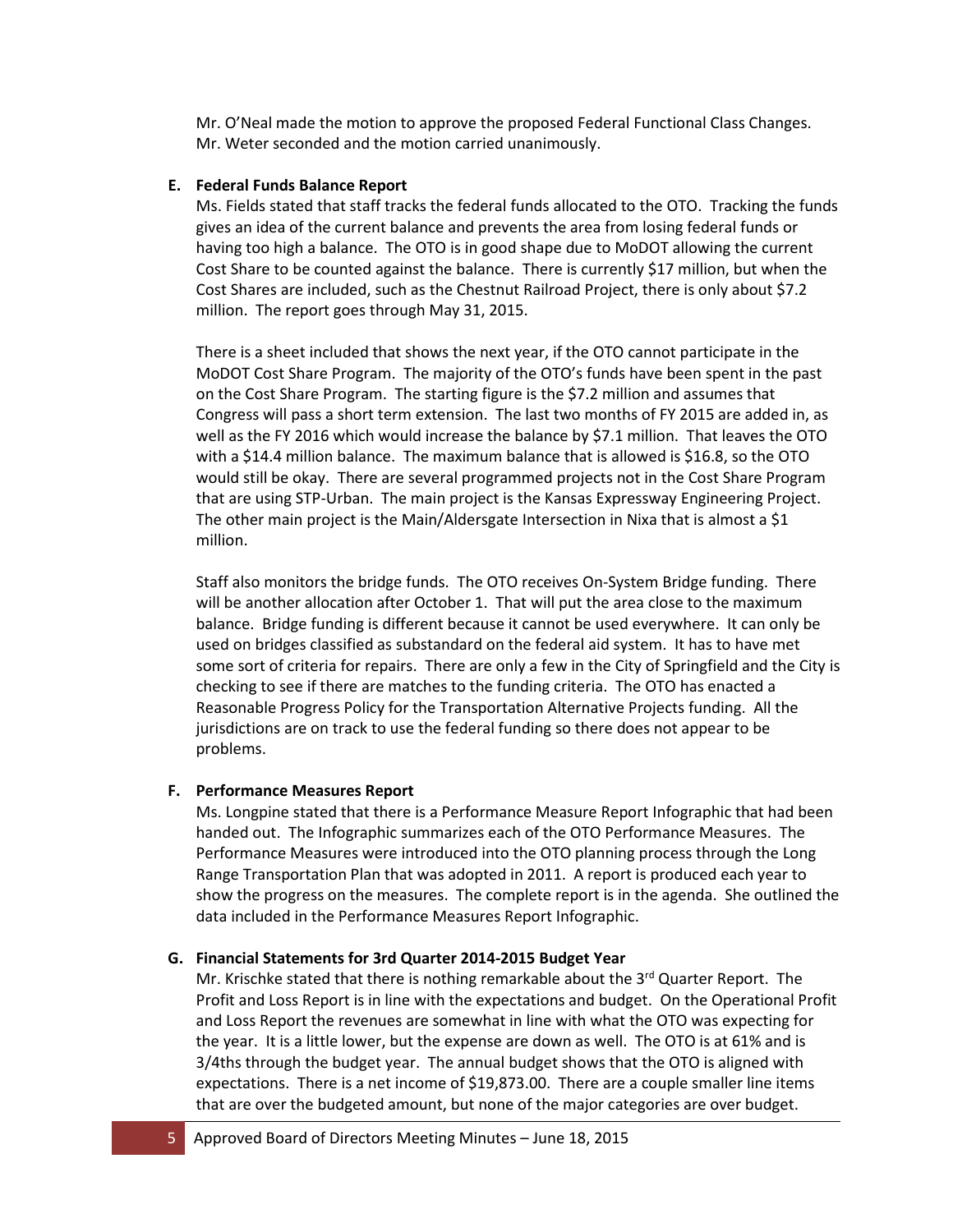Mr. O'Neal made the motion to approve the proposed Federal Functional Class Changes. Mr. Weter seconded and the motion carried unanimously.

**E. Federal Funds Balance Report**

Ms. Fields stated that staff tracks the federal funds allocated to the OTO. Tracking the funds gives an idea of the current balance and prevents the area from losing federal funds or having too high a balance. The OTO is in good shape due to MoDOT allowing the current Cost Share to be counted against the balance. There is currently $17 million, but when the Cost Shares are included, such as the Chestnut Railroad Project, there is only about $7.2 million. The report goes through May 31, 2015.

There is a sheet included that shows the next year, if the OTO cannot participate in the MoDOT Cost Share Program. The majority of the OTO's funds have been spent in the past on the Cost Share Program. The starting figure is the $7.2 million and assumes that Congress will pass a short term extension. The last two months of FY 2015 are added in, as well as the FY 2016 which would increase the balance by $7.1 million. That leaves the OTO with a $14.4 million balance. The maximum balance that is allowed is $16.8, so the OTO would still be okay. There are several programmed projects not in the Cost Share Program that are using STP-Urban. The main project is the Kansas Expressway Engineering Project. The other main project is the Main/Aldersgate Intersection in Nixa that is almost a $1 million.

Staff also monitors the bridge funds. The OTO receives On-System Bridge funding. There will be another allocation after October 1. That will put the area close to the maximum balance. Bridge funding is different because it cannot be used everywhere. It can only be used on bridges classified as substandard on the federal aid system. It has to have met some sort of criteria for repairs. There are only a few in the City of Springfield and the City is checking to see if there are matches to the funding criteria. The OTO has enacted a Reasonable Progress Policy for the Transportation Alternative Projects funding. All the jurisdictions are on track to use the federal funding so there does not appear to be problems.

**F. Performance Measures Report**

Ms. Longpine stated that there is a Performance Measure Report Infographic that had been handed out. The Infographic summarizes each of the OTO Performance Measures. The Performance Measures were introduced into the OTO planning process through the Long Range Transportation Plan that was adopted in 2011. A report is produced each year to show the progress on the measures. The complete report is in the agenda. She outlined the data included in the Performance Measures Report Infographic.

**G. Financial Statements for 3rd Quarter 2014-2015 Budget Year**

Mr. Krischke stated that there is nothing remarkable about the 3rd Quarter Report. The Profit and Loss Report is in line with the expectations and budget. On the Operational Profit and Loss Report the revenues are somewhat in line with what the OTO was expecting for the year. It is a little lower, but the expense are down as well. The OTO is at 61% and is 3/4ths through the budget year. The annual budget shows that the OTO is aligned with expectations. There is a net income of $19,873.00. There are a couple smaller line items that are over the budgeted amount, but none of the major categories are over budget.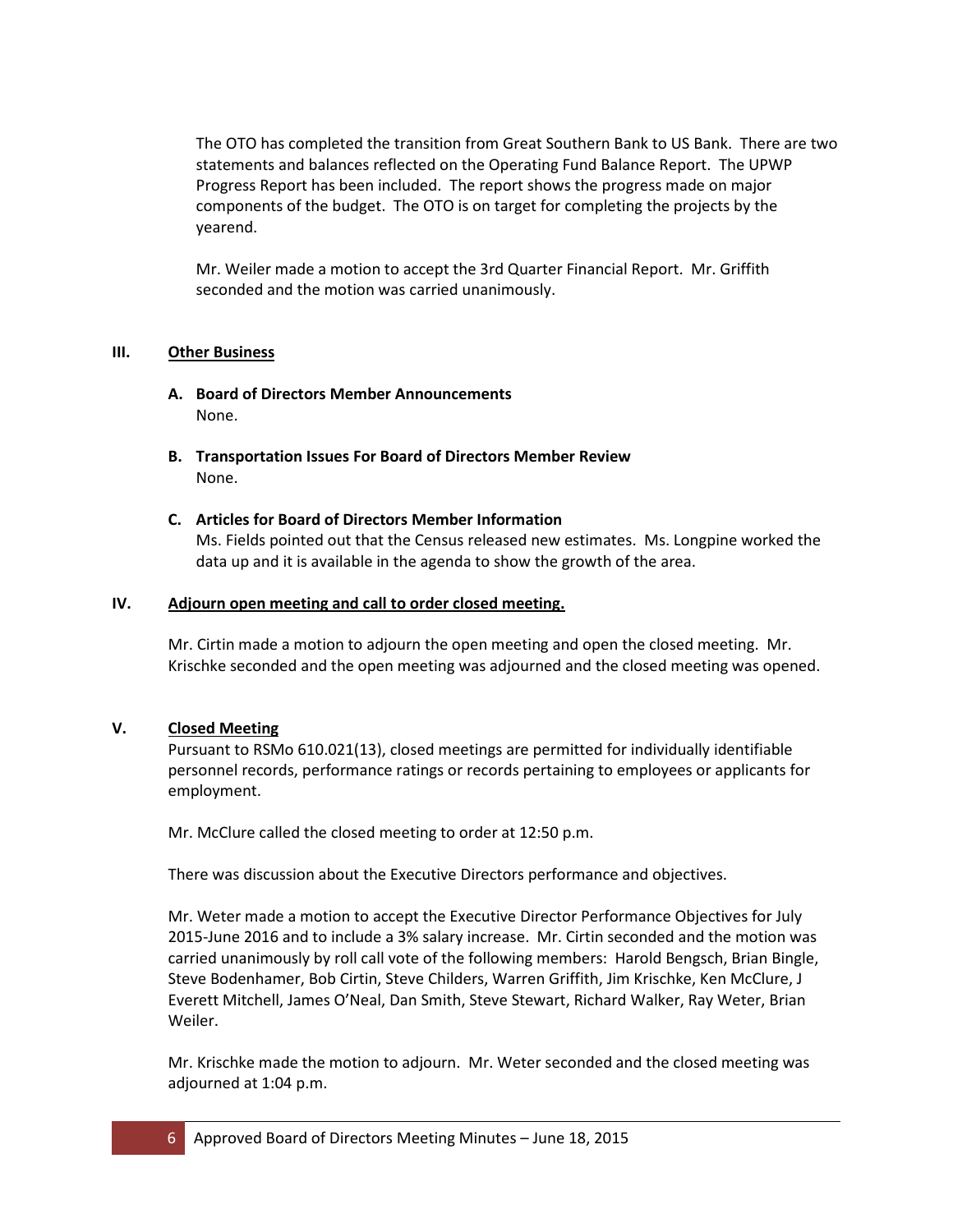The OTO has completed the transition from Great Southern Bank to US Bank. There are two statements and balances reflected on the Operating Fund Balance Report. The UPWP Progress Report has been included. The report shows the progress made on major components of the budget. The OTO is on target for completing the projects by the yearend.

Mr. Weiler made a motion to accept the 3rd Quarter Financial Report. Mr. Griffith seconded and the motion was carried unanimously.

## III. Other Business

### A. Board of Directors Member Announcements

None.

### B. Transportation Issues For Board of Directors Member Review

None.

### C. Articles for Board of Directors Member Information

Ms. Fields pointed out that the Census released new estimates. Ms. Longpine worked the data up and it is available in the agenda to show the growth of the area.

## IV. Adjourn open meeting and call to order closed meeting.

Mr. Cirtin made a motion to adjourn the open meeting and open the closed meeting. Mr. Krischke seconded and the open meeting was adjourned and the closed meeting was opened.

## V. Closed Meeting

Pursuant to RSMo 610.021(13), closed meetings are permitted for individually identifiable personnel records, performance ratings or records pertaining to employees or applicants for employment.

Mr. McClure called the closed meeting to order at 12:50 p.m.

There was discussion about the Executive Directors performance and objectives.

Mr. Weter made a motion to accept the Executive Director Performance Objectives for July 2015-June 2016 and to include a 3% salary increase. Mr. Cirtin seconded and the motion was carried unanimously by roll call vote of the following members: Harold Bengsch, Brian Bingle, Steve Bodenhamer, Bob Cirtin, Steve Childers, Warren Griffith, Jim Krischke, Ken McClure, J Everett Mitchell, James O'Neal, Dan Smith, Steve Stewart, Richard Walker, Ray Weter, Brian Weiler.

Mr. Krischke made the motion to adjourn. Mr. Weter seconded and the closed meeting was adjourned at 1:04 p.m.